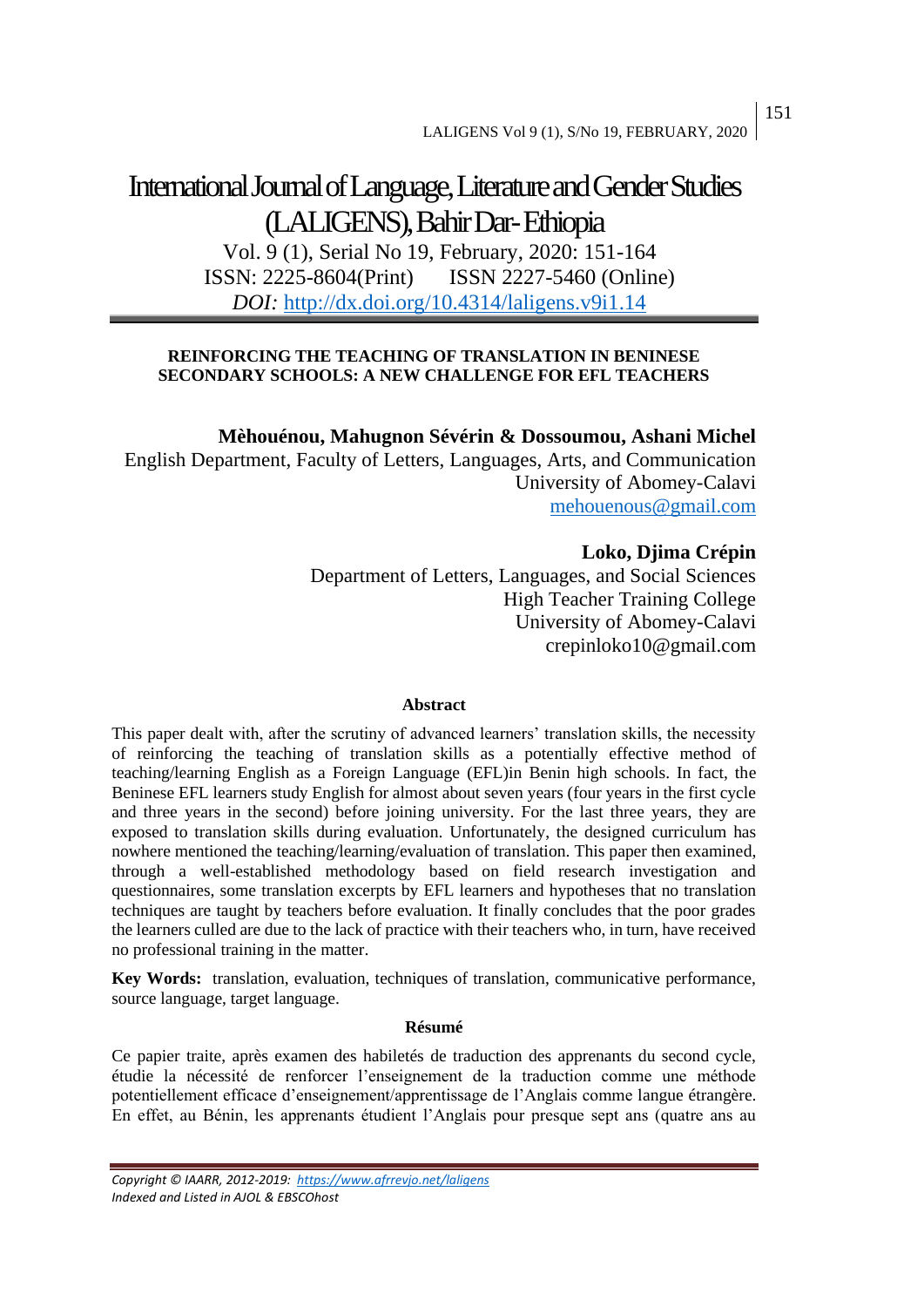# International Journal of Language, Literature and Gender Studies (LALIGENS), Bahir Dar- Ethiopia

Vol. 9 (1), Serial No 19, February, 2020: 151-164
ISSN: 2225-8604(Print) ISSN 2227-5460 (Online)
*DOI:* http://dx.doi.org/10.4314/laligens.v9i1.14

## REINFORCING THE TEACHING OF TRANSLATION IN BENINESE SECONDARY SCHOOLS: A NEW CHALLENGE FOR EFL TEACHERS

**Mèhouénou, Mahugnon Sévérin & Dossoumou, Ashani Michel**
English Department, Faculty of Letters, Languages, Arts, and Communication
University of Abomey-Calavi
mehouenous@gmail.com

**Loko, Djima Crépin**
Department of Letters, Languages, and Social Sciences
High Teacher Training College
University of Abomey-Calavi
crepinloko10@gmail.com

### Abstract

This paper dealt with, after the scrutiny of advanced learners' translation skills, the necessity of reinforcing the teaching of translation skills as a potentially effective method of teaching/learning English as a Foreign Language (EFL)in Benin high schools. In fact, the Beninese EFL learners study English for almost about seven years (four years in the first cycle and three years in the second) before joining university. For the last three years, they are exposed to translation skills during evaluation. Unfortunately, the designed curriculum has nowhere mentioned the teaching/learning/evaluation of translation. This paper then examined, through a well-established methodology based on field research investigation and questionnaires, some translation excerpts by EFL learners and hypotheses that no translation techniques are taught by teachers before evaluation. It finally concludes that the poor grades the learners culled are due to the lack of practice with their teachers who, in turn, have received no professional training in the matter.

**Key Words:** translation, evaluation, techniques of translation, communicative performance, source language, target language.

### Résumé

Ce papier traite, après examen des habiletés de traduction des apprenants du second cycle, étudie la nécessité de renforcer l'enseignement de la traduction comme une méthode potentiellement efficace d'enseignement/apprentissage de l'Anglais comme langue étrangère. En effet, au Bénin, les apprenants étudient l'Anglais pour presque sept ans (quatre ans au

*Copyright © IAARR, 2012-2019: https://www.afrrevjo.net/laligens*
*Indexed and Listed in AJOL & EBSCOhost*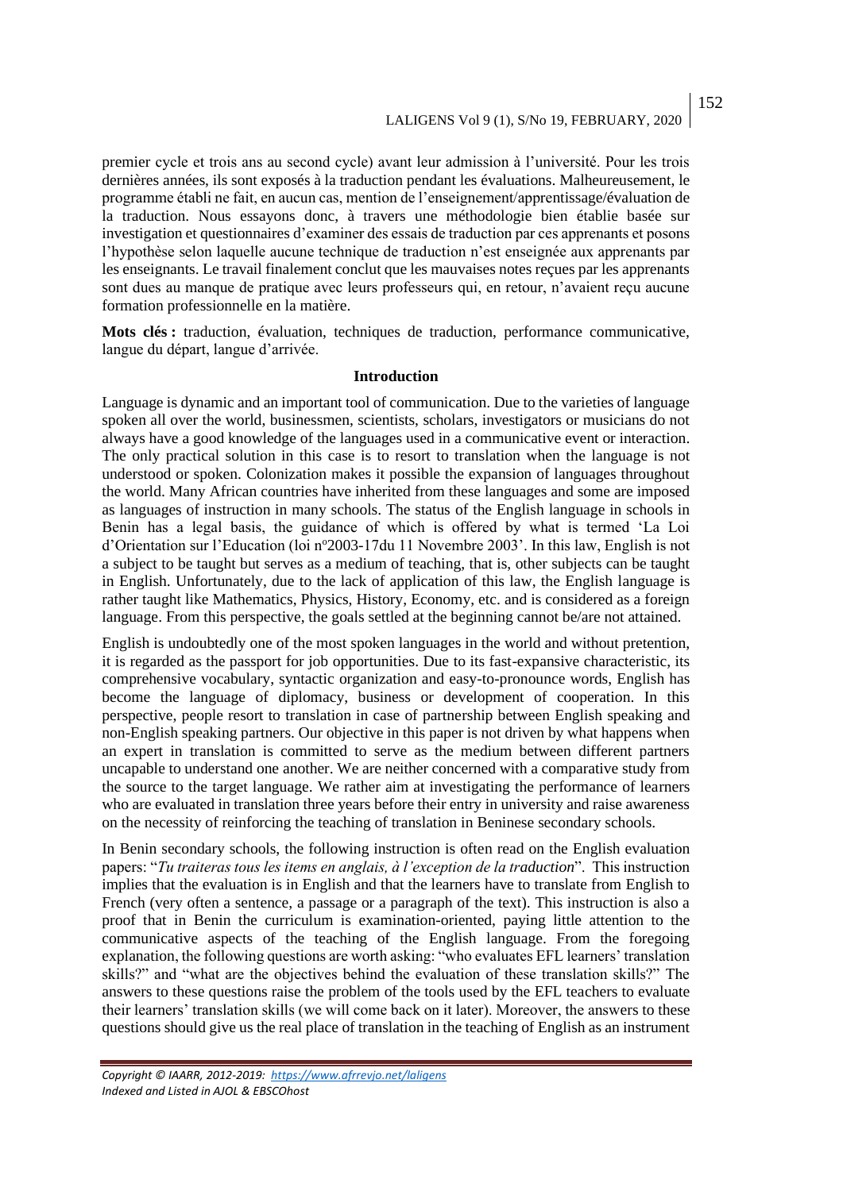premier cycle et trois ans au second cycle) avant leur admission à l'université. Pour les trois dernières années, ils sont exposés à la traduction pendant les évaluations. Malheureusement, le programme établi ne fait, en aucun cas, mention de l'enseignement/apprentissage/évaluation de la traduction. Nous essayons donc, à travers une méthodologie bien établie basée sur investigation et questionnaires d'examiner des essais de traduction par ces apprenants et posons l'hypothèse selon laquelle aucune technique de traduction n'est enseignée aux apprenants par les enseignants. Le travail finalement conclut que les mauvaises notes reçues par les apprenants sont dues au manque de pratique avec leurs professeurs qui, en retour, n'avaient reçu aucune formation professionnelle en la matière.

**Mots clés :** traduction, évaluation, techniques de traduction, performance communicative, langue du départ, langue d'arrivée.

## Introduction

Language is dynamic and an important tool of communication. Due to the varieties of language spoken all over the world, businessmen, scientists, scholars, investigators or musicians do not always have a good knowledge of the languages used in a communicative event or interaction. The only practical solution in this case is to resort to translation when the language is not understood or spoken. Colonization makes it possible the expansion of languages throughout the world. Many African countries have inherited from these languages and some are imposed as languages of instruction in many schools. The status of the English language in schools in Benin has a legal basis, the guidance of which is offered by what is termed 'La Loi d'Orientation sur l'Education (loi nº2003-17du 11 Novembre 2003'. In this law, English is not a subject to be taught but serves as a medium of teaching, that is, other subjects can be taught in English. Unfortunately, due to the lack of application of this law, the English language is rather taught like Mathematics, Physics, History, Economy, etc. and is considered as a foreign language. From this perspective, the goals settled at the beginning cannot be/are not attained.

English is undoubtedly one of the most spoken languages in the world and without pretention, it is regarded as the passport for job opportunities. Due to its fast-expansive characteristic, its comprehensive vocabulary, syntactic organization and easy-to-pronounce words, English has become the language of diplomacy, business or development of cooperation. In this perspective, people resort to translation in case of partnership between English speaking and non-English speaking partners. Our objective in this paper is not driven by what happens when an expert in translation is committed to serve as the medium between different partners uncapable to understand one another. We are neither concerned with a comparative study from the source to the target language. We rather aim at investigating the performance of learners who are evaluated in translation three years before their entry in university and raise awareness on the necessity of reinforcing the teaching of translation in Beninese secondary schools.

In Benin secondary schools, the following instruction is often read on the English evaluation papers: "*Tu traiteras tous les items en anglais, à l'exception de la traduction*". This instruction implies that the evaluation is in English and that the learners have to translate from English to French (very often a sentence, a passage or a paragraph of the text). This instruction is also a proof that in Benin the curriculum is examination-oriented, paying little attention to the communicative aspects of the teaching of the English language. From the foregoing explanation, the following questions are worth asking: "who evaluates EFL learners' translation skills?" and "what are the objectives behind the evaluation of these translation skills?" The answers to these questions raise the problem of the tools used by the EFL teachers to evaluate their learners' translation skills (we will come back on it later). Moreover, the answers to these questions should give us the real place of translation in the teaching of English as an instrument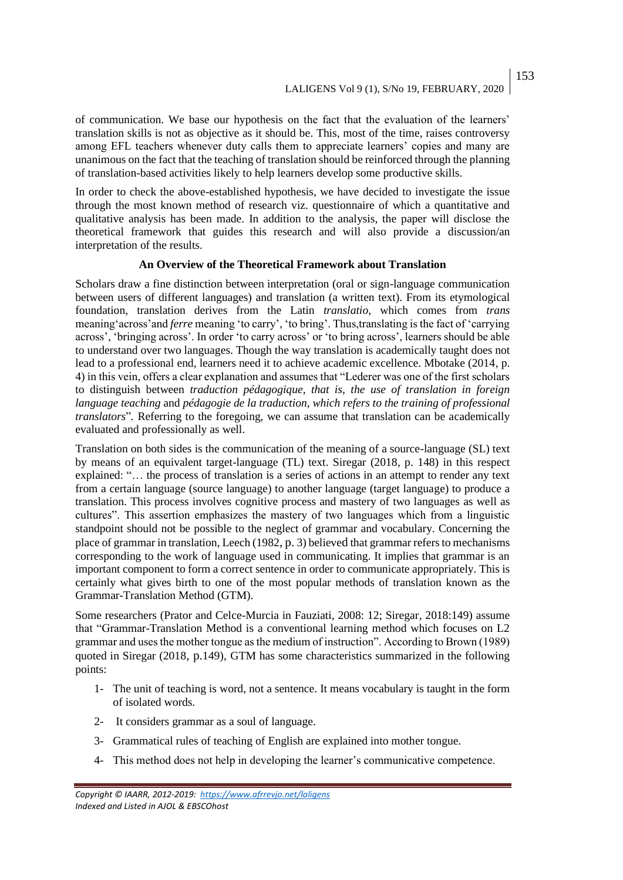of communication. We base our hypothesis on the fact that the evaluation of the learners' translation skills is not as objective as it should be. This, most of the time, raises controversy among EFL teachers whenever duty calls them to appreciate learners' copies and many are unanimous on the fact that the teaching of translation should be reinforced through the planning of translation-based activities likely to help learners develop some productive skills.

In order to check the above-established hypothesis, we have decided to investigate the issue through the most known method of research viz. questionnaire of which a quantitative and qualitative analysis has been made. In addition to the analysis, the paper will disclose the theoretical framework that guides this research and will also provide a discussion/an interpretation of the results.

### An Overview of the Theoretical Framework about Translation

Scholars draw a fine distinction between interpretation (oral or sign-language communication between users of different languages) and translation (a written text). From its etymological foundation, translation derives from the Latin *translatio*, which comes from *trans* meaning'across'and *ferre* meaning 'to carry', 'to bring'. Thus,translating is the fact of 'carrying across', 'bringing across'. In order 'to carry across' or 'to bring across', learners should be able to understand over two languages. Though the way translation is academically taught does not lead to a professional end, learners need it to achieve academic excellence. Mbotake (2014, p. 4) in this vein, offers a clear explanation and assumes that "Lederer was one of the first scholars to distinguish between *traduction pédagogique, that is, the use of translation in foreign language teaching* and *pédagogie de la traduction, which refers to the training of professional translators*". Referring to the foregoing, we can assume that translation can be academically evaluated and professionally as well.

Translation on both sides is the communication of the meaning of a source-language (SL) text by means of an equivalent target-language (TL) text. Siregar (2018, p. 148) in this respect explained: "… the process of translation is a series of actions in an attempt to render any text from a certain language (source language) to another language (target language) to produce a translation. This process involves cognitive process and mastery of two languages as well as cultures". This assertion emphasizes the mastery of two languages which from a linguistic standpoint should not be possible to the neglect of grammar and vocabulary. Concerning the place of grammar in translation, Leech (1982, p. 3) believed that grammar refers to mechanisms corresponding to the work of language used in communicating. It implies that grammar is an important component to form a correct sentence in order to communicate appropriately. This is certainly what gives birth to one of the most popular methods of translation known as the Grammar-Translation Method (GTM).

Some researchers (Prator and Celce-Murcia in Fauziati, 2008: 12; Siregar, 2018:149) assume that "Grammar-Translation Method is a conventional learning method which focuses on L2 grammar and uses the mother tongue as the medium of instruction". According to Brown (1989) quoted in Siregar (2018, p.149), GTM has some characteristics summarized in the following points:

1- The unit of teaching is word, not a sentence. It means vocabulary is taught in the form of isolated words.
2- It considers grammar as a soul of language.
3- Grammatical rules of teaching of English are explained into mother tongue.
4- This method does not help in developing the learner's communicative competence.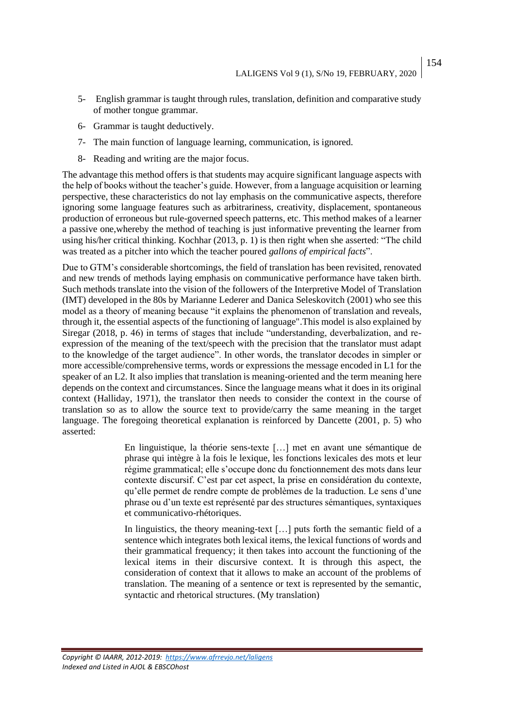5- English grammar is taught through rules, translation, definition and comparative study of mother tongue grammar.

6- Grammar is taught deductively.

7- The main function of language learning, communication, is ignored.

8- Reading and writing are the major focus.

The advantage this method offers is that students may acquire significant language aspects with the help of books without the teacher's guide. However, from a language acquisition or learning perspective, these characteristics do not lay emphasis on the communicative aspects, therefore ignoring some language features such as arbitrariness, creativity, displacement, spontaneous production of erroneous but rule-governed speech patterns, etc. This method makes of a learner a passive one,whereby the method of teaching is just informative preventing the learner from using his/her critical thinking. Kochhar (2013, p. 1) is then right when she asserted: "The child was treated as a pitcher into which the teacher poured *gallons of empirical facts*".

Due to GTM's considerable shortcomings, the field of translation has been revisited, renovated and new trends of methods laying emphasis on communicative performance have taken birth. Such methods translate into the vision of the followers of the Interpretive Model of Translation (IMT) developed in the 80s by Marianne Lederer and Danica Seleskovitch (2001) who see this model as a theory of meaning because "it explains the phenomenon of translation and reveals, through it, the essential aspects of the functioning of language".This model is also explained by Siregar (2018, p. 46) in terms of stages that include "understanding, deverbalization, and re-expression of the meaning of the text/speech with the precision that the translator must adapt to the knowledge of the target audience". In other words, the translator decodes in simpler or more accessible/comprehensive terms, words or expressions the message encoded in L1 for the speaker of an L2. It also implies that translation is meaning-oriented and the term meaning here depends on the context and circumstances. Since the language means what it does in its original context (Halliday, 1971), the translator then needs to consider the context in the course of translation so as to allow the source text to provide/carry the same meaning in the target language. The foregoing theoretical explanation is reinforced by Dancette (2001, p. 5) who asserted:

> En linguistique, la théorie sens-texte […] met en avant une sémantique de phrase qui intègre à la fois le lexique, les fonctions lexicales des mots et leur régime grammatical; elle s'occupe donc du fonctionnement des mots dans leur contexte discursif. C'est par cet aspect, la prise en considération du contexte, qu'elle permet de rendre compte de problèmes de la traduction. Le sens d'une phrase ou d'un texte est représenté par des structures sémantiques, syntaxiques et communicativo-rhétoriques.
>
> In linguistics, the theory meaning-text […] puts forth the semantic field of a sentence which integrates both lexical items, the lexical functions of words and their grammatical frequency; it then takes into account the functioning of the lexical items in their discursive context. It is through this aspect, the consideration of context that it allows to make an account of the problems of translation. The meaning of a sentence or text is represented by the semantic, syntactic and rhetorical structures. (My translation)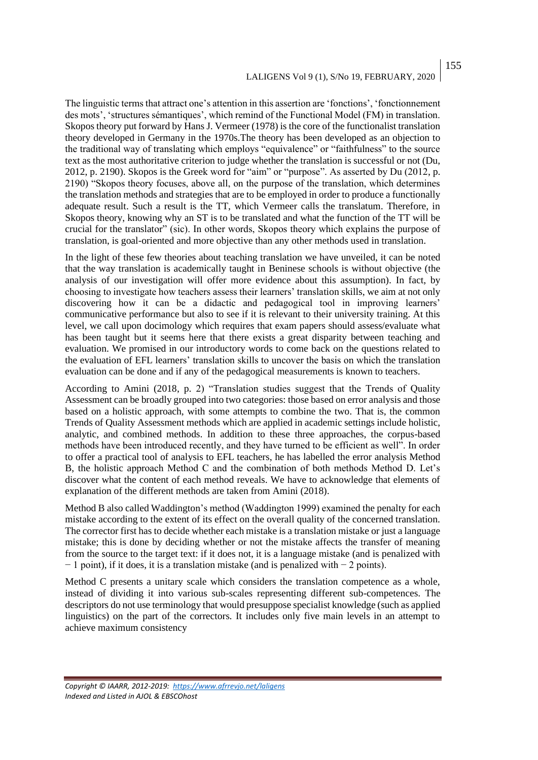The linguistic terms that attract one's attention in this assertion are 'fonctions', 'fonctionnement des mots', 'structures sémantiques', which remind of the Functional Model (FM) in translation. Skopos theory put forward by Hans J. Vermeer (1978) is the core of the functionalist translation theory developed in Germany in the 1970s.The theory has been developed as an objection to the traditional way of translating which employs "equivalence" or "faithfulness" to the source text as the most authoritative criterion to judge whether the translation is successful or not (Du, 2012, p. 2190). Skopos is the Greek word for "aim" or "purpose". As asserted by Du (2012, p. 2190) "Skopos theory focuses, above all, on the purpose of the translation, which determines the translation methods and strategies that are to be employed in order to produce a functionally adequate result. Such a result is the TT, which Vermeer calls the translatum. Therefore, in Skopos theory, knowing why an ST is to be translated and what the function of the TT will be crucial for the translator" (sic). In other words, Skopos theory which explains the purpose of translation, is goal-oriented and more objective than any other methods used in translation.

In the light of these few theories about teaching translation we have unveiled, it can be noted that the way translation is academically taught in Beninese schools is without objective (the analysis of our investigation will offer more evidence about this assumption). In fact, by choosing to investigate how teachers assess their learners' translation skills, we aim at not only discovering how it can be a didactic and pedagogical tool in improving learners' communicative performance but also to see if it is relevant to their university training. At this level, we call upon docimology which requires that exam papers should assess/evaluate what has been taught but it seems here that there exists a great disparity between teaching and evaluation. We promised in our introductory words to come back on the questions related to the evaluation of EFL learners' translation skills to uncover the basis on which the translation evaluation can be done and if any of the pedagogical measurements is known to teachers.

According to Amini (2018, p. 2) "Translation studies suggest that the Trends of Quality Assessment can be broadly grouped into two categories: those based on error analysis and those based on a holistic approach, with some attempts to combine the two. That is, the common Trends of Quality Assessment methods which are applied in academic settings include holistic, analytic, and combined methods. In addition to these three approaches, the corpus-based methods have been introduced recently, and they have turned to be efficient as well". In order to offer a practical tool of analysis to EFL teachers, he has labelled the error analysis Method B, the holistic approach Method C and the combination of both methods Method D. Let's discover what the content of each method reveals. We have to acknowledge that elements of explanation of the different methods are taken from Amini (2018).

Method B also called Waddington's method (Waddington 1999) examined the penalty for each mistake according to the extent of its effect on the overall quality of the concerned translation. The corrector first has to decide whether each mistake is a translation mistake or just a language mistake; this is done by deciding whether or not the mistake affects the transfer of meaning from the source to the target text: if it does not, it is a language mistake (and is penalized with − 1 point), if it does, it is a translation mistake (and is penalized with − 2 points).

Method C presents a unitary scale which considers the translation competence as a whole, instead of dividing it into various sub-scales representing different sub-competences. The descriptors do not use terminology that would presuppose specialist knowledge (such as applied linguistics) on the part of the correctors. It includes only five main levels in an attempt to achieve maximum consistency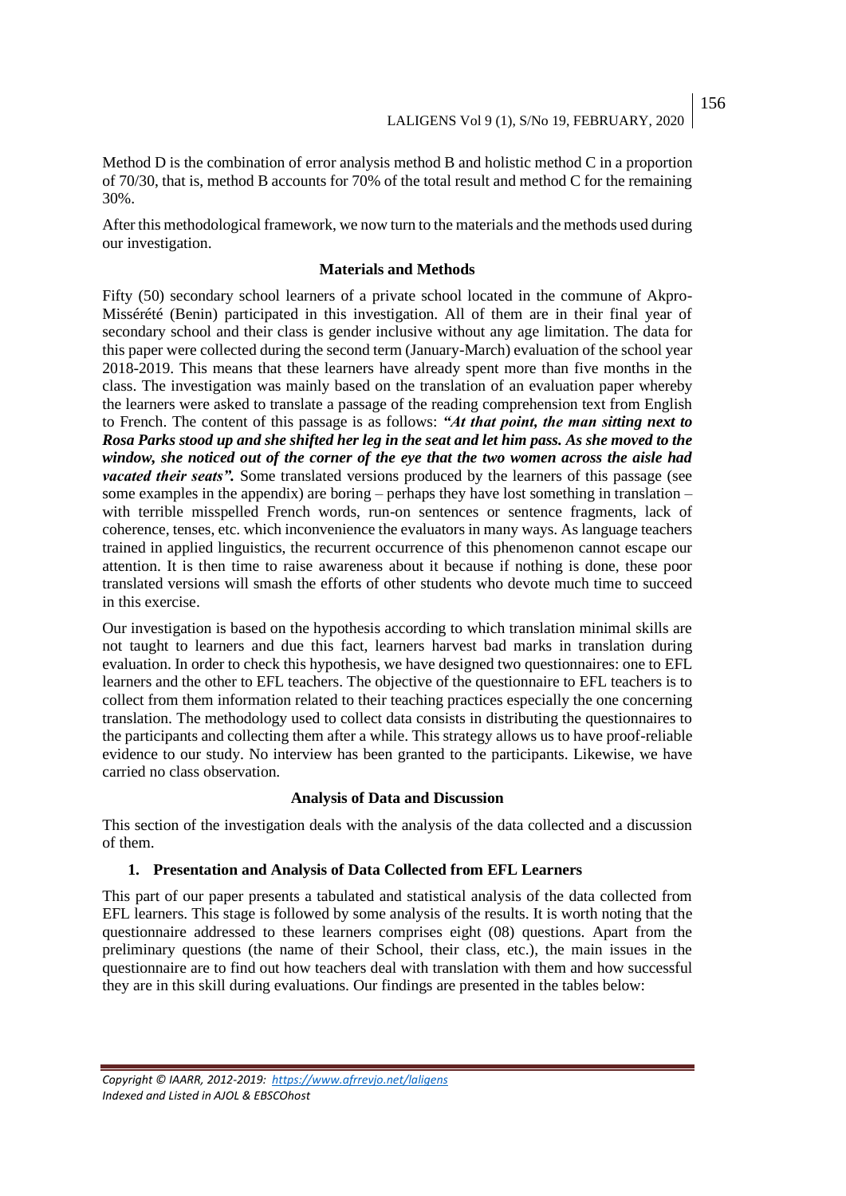Method D is the combination of error analysis method B and holistic method C in a proportion of 70/30, that is, method B accounts for 70% of the total result and method C for the remaining 30%.

After this methodological framework, we now turn to the materials and the methods used during our investigation.

## Materials and Methods

Fifty (50) secondary school learners of a private school located in the commune of Akpro-Missérété (Benin) participated in this investigation. All of them are in their final year of secondary school and their class is gender inclusive without any age limitation. The data for this paper were collected during the second term (January-March) evaluation of the school year 2018-2019. This means that these learners have already spent more than five months in the class. The investigation was mainly based on the translation of an evaluation paper whereby the learners were asked to translate a passage of the reading comprehension text from English to French. The content of this passage is as follows: ***"At that point, the man sitting next to Rosa Parks stood up and she shifted her leg in the seat and let him pass. As she moved to the window, she noticed out of the corner of the eye that the two women across the aisle had vacated their seats".*** Some translated versions produced by the learners of this passage (see some examples in the appendix) are boring – perhaps they have lost something in translation – with terrible misspelled French words, run-on sentences or sentence fragments, lack of coherence, tenses, etc. which inconvenience the evaluators in many ways. As language teachers trained in applied linguistics, the recurrent occurrence of this phenomenon cannot escape our attention. It is then time to raise awareness about it because if nothing is done, these poor translated versions will smash the efforts of other students who devote much time to succeed in this exercise.

Our investigation is based on the hypothesis according to which translation minimal skills are not taught to learners and due this fact, learners harvest bad marks in translation during evaluation. In order to check this hypothesis, we have designed two questionnaires: one to EFL learners and the other to EFL teachers. The objective of the questionnaire to EFL teachers is to collect from them information related to their teaching practices especially the one concerning translation. The methodology used to collect data consists in distributing the questionnaires to the participants and collecting them after a while. This strategy allows us to have proof-reliable evidence to our study. No interview has been granted to the participants. Likewise, we have carried no class observation.

## Analysis of Data and Discussion

This section of the investigation deals with the analysis of the data collected and a discussion of them.

### 1. Presentation and Analysis of Data Collected from EFL Learners

This part of our paper presents a tabulated and statistical analysis of the data collected from EFL learners. This stage is followed by some analysis of the results. It is worth noting that the questionnaire addressed to these learners comprises eight (08) questions. Apart from the preliminary questions (the name of their School, their class, etc.), the main issues in the questionnaire are to find out how teachers deal with translation with them and how successful they are in this skill during evaluations. Our findings are presented in the tables below: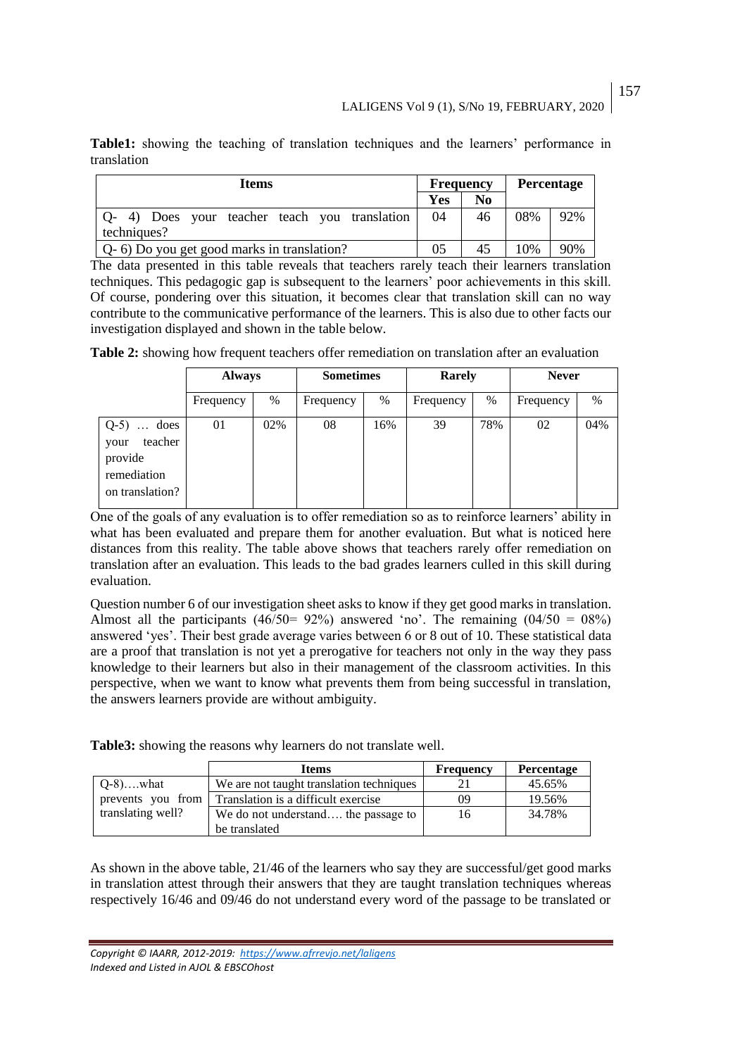**Table1:** showing the teaching of translation techniques and the learners' performance in translation

| Items | Frequency | | Percentage | |
|---|---|---|---|---|
| | Yes | No | | |
| Q- 4) Does your teacher teach you translation techniques? | 04 | 46 | 08% | 92% |
| Q- 6) Do you get good marks in translation? | 05 | 45 | 10% | 90% |

The data presented in this table reveals that teachers rarely teach their learners translation techniques. This pedagogic gap is subsequent to the learners' poor achievements in this skill. Of course, pondering over this situation, it becomes clear that translation skill can no way contribute to the communicative performance of the learners. This is also due to other facts our investigation displayed and shown in the table below.

**Table 2:** showing how frequent teachers offer remediation on translation after an evaluation

| | Always | | Sometimes | | Rarely | | Never | |
|---|---|---|---|---|---|---|---|---|
| | Frequency | % | Frequency | % | Frequency | % | Frequency | % |
| Q-5) … does your teacher provide remediation on translation? | 01 | 02% | 08 | 16% | 39 | 78% | 02 | 04% |

One of the goals of any evaluation is to offer remediation so as to reinforce learners' ability in what has been evaluated and prepare them for another evaluation. But what is noticed here distances from this reality. The table above shows that teachers rarely offer remediation on translation after an evaluation. This leads to the bad grades learners culled in this skill during evaluation.

Question number 6 of our investigation sheet asks to know if they get good marks in translation. Almost all the participants (46/50= 92%) answered 'no'. The remaining (04/50 = 08%) answered 'yes'. Their best grade average varies between 6 or 8 out of 10. These statistical data are a proof that translation is not yet a prerogative for teachers not only in the way they pass knowledge to their learners but also in their management of the classroom activities. In this perspective, when we want to know what prevents them from being successful in translation, the answers learners provide are without ambiguity.

**Table3:** showing the reasons why learners do not translate well.

| | Items | Frequency | Percentage |
|---|---|---|---|
| Q-8)….what prevents you from translating well? | We are not taught translation techniques | 21 | 45.65% |
| | Translation is a difficult exercise | 09 | 19.56% |
| | We do not understand…. the passage to be translated | 16 | 34.78% |

As shown in the above table, 21/46 of the learners who say they are successful/get good marks in translation attest through their answers that they are taught translation techniques whereas respectively 16/46 and 09/46 do not understand every word of the passage to be translated or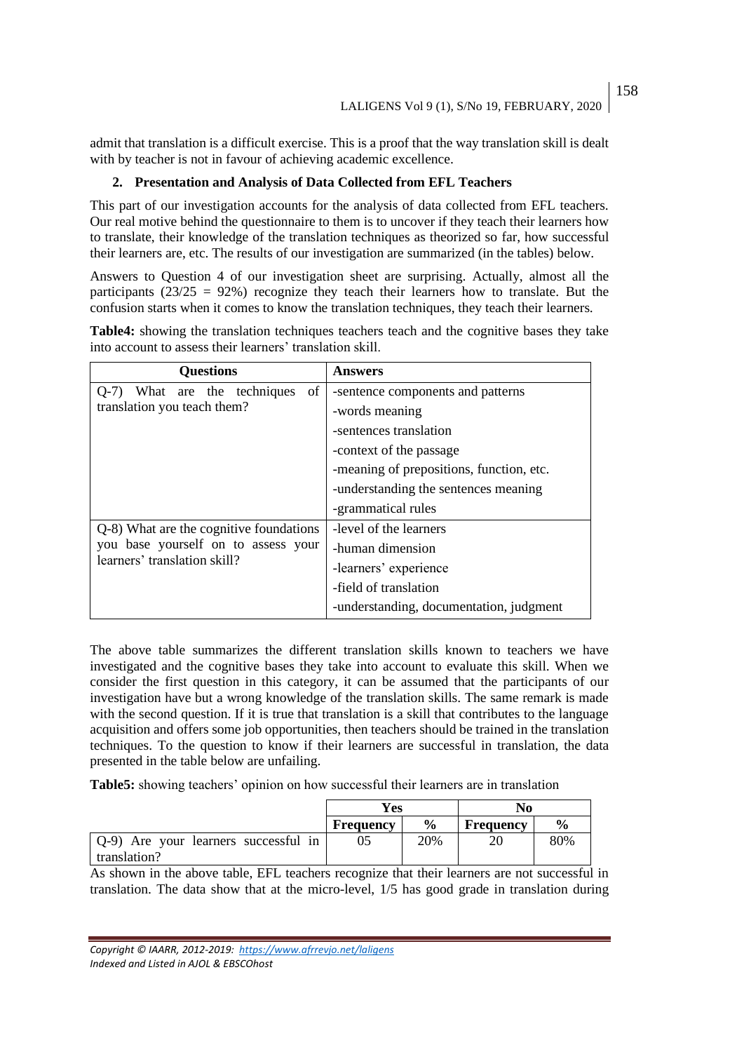admit that translation is a difficult exercise. This is a proof that the way translation skill is dealt with by teacher is not in favour of achieving academic excellence.

## 2. Presentation and Analysis of Data Collected from EFL Teachers

This part of our investigation accounts for the analysis of data collected from EFL teachers. Our real motive behind the questionnaire to them is to uncover if they teach their learners how to translate, their knowledge of the translation techniques as theorized so far, how successful their learners are, etc. The results of our investigation are summarized (in the tables) below.

Answers to Question 4 of our investigation sheet are surprising. Actually, almost all the participants (23/25 = 92%) recognize they teach their learners how to translate. But the confusion starts when it comes to know the translation techniques, they teach their learners.

**Table4:** showing the translation techniques teachers teach and the cognitive bases they take into account to assess their learners' translation skill.

| Questions | Answers |
|---|---|
| Q-7) What are the techniques of translation you teach them? | -sentence components and patterns<br>-words meaning<br>-sentences translation<br>-context of the passage<br>-meaning of prepositions, function, etc.<br>-understanding the sentences meaning<br>-grammatical rules |
| Q-8) What are the cognitive foundations you base yourself on to assess your learners' translation skill? | -level of the learners<br>-human dimension<br>-learners' experience<br>-field of translation<br>-understanding, documentation, judgment |

The above table summarizes the different translation skills known to teachers we have investigated and the cognitive bases they take into account to evaluate this skill. When we consider the first question in this category, it can be assumed that the participants of our investigation have but a wrong knowledge of the translation skills. The same remark is made with the second question. If it is true that translation is a skill that contributes to the language acquisition and offers some job opportunities, then teachers should be trained in the translation techniques. To the question to know if their learners are successful in translation, the data presented in the table below are unfailing.

**Table5:** showing teachers' opinion on how successful their learners are in translation

| | Yes | | No | |
|---|---|---|---|---|
| | **Frequency** | **%** | **Frequency** | **%** |
| Q-9) Are your learners successful in translation? | 05 | 20% | 20 | 80% |

As shown in the above table, EFL teachers recognize that their learners are not successful in translation. The data show that at the micro-level, 1/5 has good grade in translation during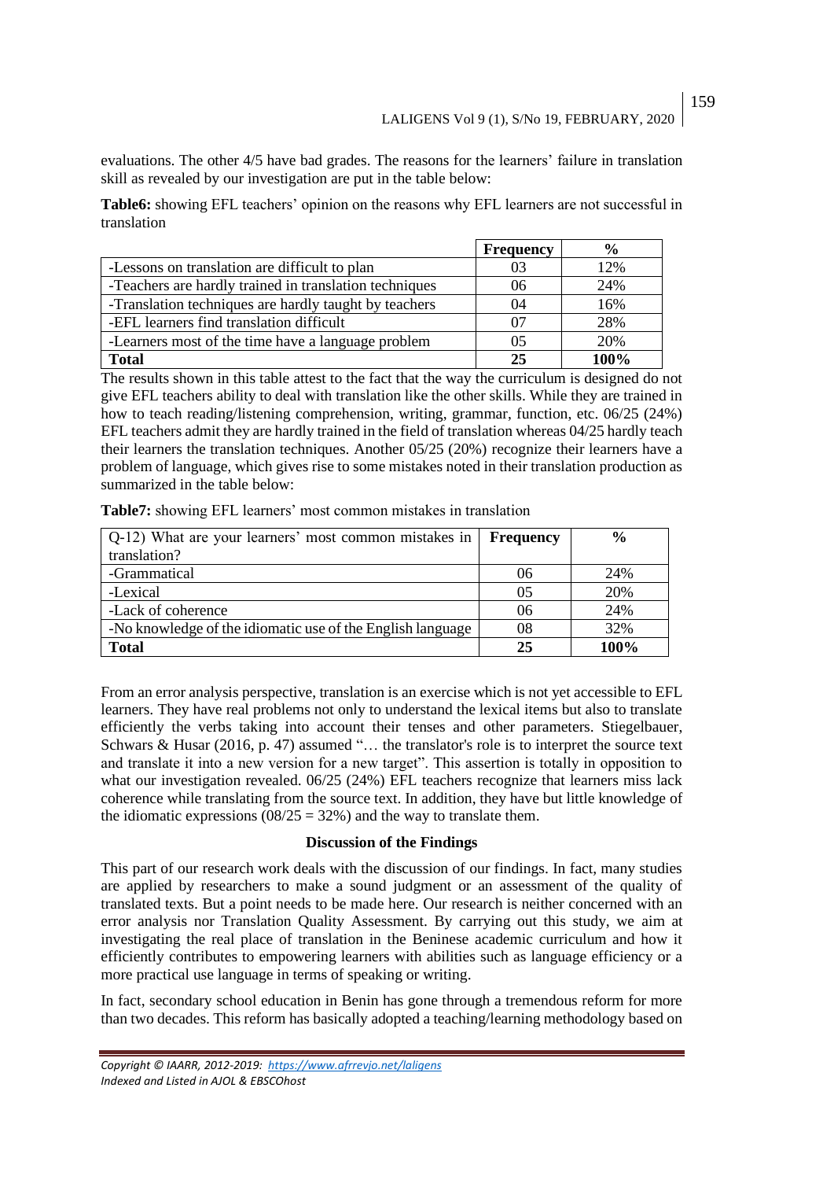evaluations. The other 4/5 have bad grades. The reasons for the learners' failure in translation skill as revealed by our investigation are put in the table below:

**Table6:** showing EFL teachers' opinion on the reasons why EFL learners are not successful in translation

| | **Frequency** | **%** |
|---|---|---|
| -Lessons on translation are difficult to plan | 03 | 12% |
| -Teachers are hardly trained in translation techniques | 06 | 24% |
| -Translation techniques are hardly taught by teachers | 04 | 16% |
| -EFL learners find translation difficult | 07 | 28% |
| -Learners most of the time have a language problem | 05 | 20% |
| **Total** | **25** | **100%** |

The results shown in this table attest to the fact that the way the curriculum is designed do not give EFL teachers ability to deal with translation like the other skills. While they are trained in how to teach reading/listening comprehension, writing, grammar, function, etc. 06/25 (24%) EFL teachers admit they are hardly trained in the field of translation whereas 04/25 hardly teach their learners the translation techniques. Another 05/25 (20%) recognize their learners have a problem of language, which gives rise to some mistakes noted in their translation production as summarized in the table below:

**Table7:** showing EFL learners' most common mistakes in translation

| Q-12) What are your learners' most common mistakes in translation? | **Frequency** | **%** |
|---|---|---|
| -Grammatical | 06 | 24% |
| -Lexical | 05 | 20% |
| -Lack of coherence | 06 | 24% |
| -No knowledge of the idiomatic use of the English language | 08 | 32% |
| **Total** | **25** | **100%** |

From an error analysis perspective, translation is an exercise which is not yet accessible to EFL learners. They have real problems not only to understand the lexical items but also to translate efficiently the verbs taking into account their tenses and other parameters. Stiegelbauer, Schwars & Husar (2016, p. 47) assumed "… the translator's role is to interpret the source text and translate it into a new version for a new target". This assertion is totally in opposition to what our investigation revealed. 06/25 (24%) EFL teachers recognize that learners miss lack coherence while translating from the source text. In addition, they have but little knowledge of the idiomatic expressions (08/25 = 32%) and the way to translate them.

### Discussion of the Findings

This part of our research work deals with the discussion of our findings. In fact, many studies are applied by researchers to make a sound judgment or an assessment of the quality of translated texts. But a point needs to be made here. Our research is neither concerned with an error analysis nor Translation Quality Assessment. By carrying out this study, we aim at investigating the real place of translation in the Beninese academic curriculum and how it efficiently contributes to empowering learners with abilities such as language efficiency or a more practical use language in terms of speaking or writing.

In fact, secondary school education in Benin has gone through a tremendous reform for more than two decades. This reform has basically adopted a teaching/learning methodology based on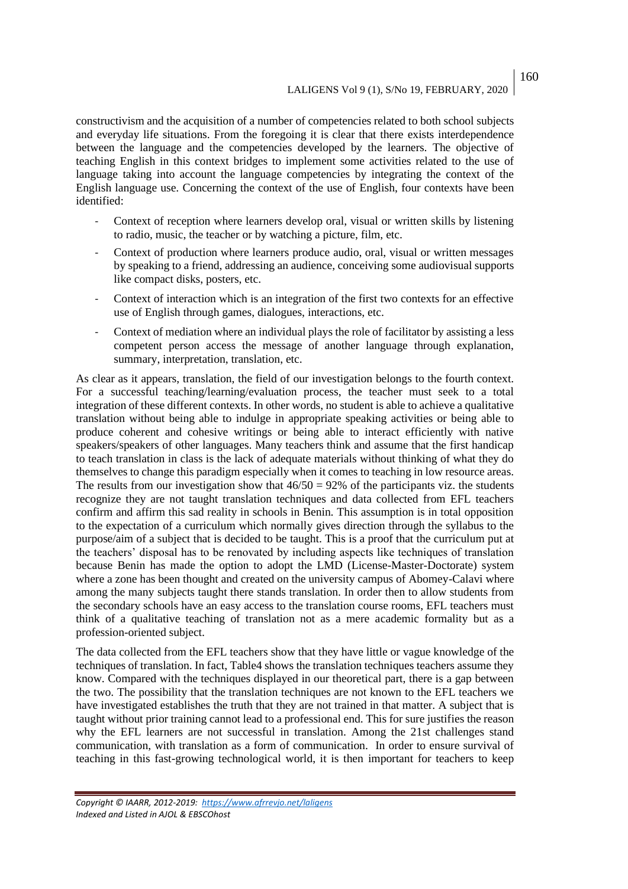constructivism and the acquisition of a number of competencies related to both school subjects and everyday life situations. From the foregoing it is clear that there exists interdependence between the language and the competencies developed by the learners. The objective of teaching English in this context bridges to implement some activities related to the use of language taking into account the language competencies by integrating the context of the English language use. Concerning the context of the use of English, four contexts have been identified:

- Context of reception where learners develop oral, visual or written skills by listening to radio, music, the teacher or by watching a picture, film, etc.
- Context of production where learners produce audio, oral, visual or written messages by speaking to a friend, addressing an audience, conceiving some audiovisual supports like compact disks, posters, etc.
- Context of interaction which is an integration of the first two contexts for an effective use of English through games, dialogues, interactions, etc.
- Context of mediation where an individual plays the role of facilitator by assisting a less competent person access the message of another language through explanation, summary, interpretation, translation, etc.

As clear as it appears, translation, the field of our investigation belongs to the fourth context. For a successful teaching/learning/evaluation process, the teacher must seek to a total integration of these different contexts. In other words, no student is able to achieve a qualitative translation without being able to indulge in appropriate speaking activities or being able to produce coherent and cohesive writings or being able to interact efficiently with native speakers/speakers of other languages. Many teachers think and assume that the first handicap to teach translation in class is the lack of adequate materials without thinking of what they do themselves to change this paradigm especially when it comes to teaching in low resource areas. The results from our investigation show that $46/50 = 92\%$ of the participants viz. the students recognize they are not taught translation techniques and data collected from EFL teachers confirm and affirm this sad reality in schools in Benin. This assumption is in total opposition to the expectation of a curriculum which normally gives direction through the syllabus to the purpose/aim of a subject that is decided to be taught. This is a proof that the curriculum put at the teachers' disposal has to be renovated by including aspects like techniques of translation because Benin has made the option to adopt the LMD (License-Master-Doctorate) system where a zone has been thought and created on the university campus of Abomey-Calavi where among the many subjects taught there stands translation. In order then to allow students from the secondary schools have an easy access to the translation course rooms, EFL teachers must think of a qualitative teaching of translation not as a mere academic formality but as a profession-oriented subject.

The data collected from the EFL teachers show that they have little or vague knowledge of the techniques of translation. In fact, Table4 shows the translation techniques teachers assume they know. Compared with the techniques displayed in our theoretical part, there is a gap between the two. The possibility that the translation techniques are not known to the EFL teachers we have investigated establishes the truth that they are not trained in that matter. A subject that is taught without prior training cannot lead to a professional end. This for sure justifies the reason why the EFL learners are not successful in translation. Among the 21st challenges stand communication, with translation as a form of communication. In order to ensure survival of teaching in this fast-growing technological world, it is then important for teachers to keep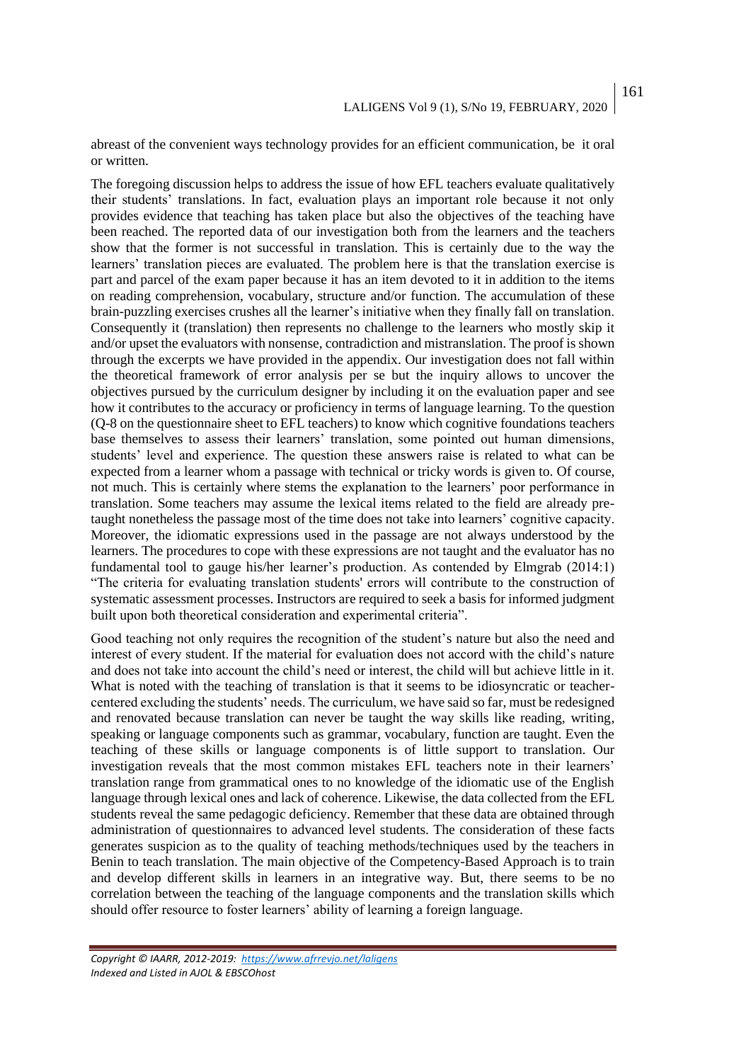abreast of the convenient ways technology provides for an efficient communication, be it oral or written.

The foregoing discussion helps to address the issue of how EFL teachers evaluate qualitatively their students' translations. In fact, evaluation plays an important role because it not only provides evidence that teaching has taken place but also the objectives of the teaching have been reached. The reported data of our investigation both from the learners and the teachers show that the former is not successful in translation. This is certainly due to the way the learners' translation pieces are evaluated. The problem here is that the translation exercise is part and parcel of the exam paper because it has an item devoted to it in addition to the items on reading comprehension, vocabulary, structure and/or function. The accumulation of these brain-puzzling exercises crushes all the learner's initiative when they finally fall on translation. Consequently it (translation) then represents no challenge to the learners who mostly skip it and/or upset the evaluators with nonsense, contradiction and mistranslation. The proof is shown through the excerpts we have provided in the appendix. Our investigation does not fall within the theoretical framework of error analysis per se but the inquiry allows to uncover the objectives pursued by the curriculum designer by including it on the evaluation paper and see how it contributes to the accuracy or proficiency in terms of language learning. To the question (Q-8 on the questionnaire sheet to EFL teachers) to know which cognitive foundations teachers base themselves to assess their learners' translation, some pointed out human dimensions, students' level and experience. The question these answers raise is related to what can be expected from a learner whom a passage with technical or tricky words is given to. Of course, not much. This is certainly where stems the explanation to the learners' poor performance in translation. Some teachers may assume the lexical items related to the field are already pre-taught nonetheless the passage most of the time does not take into learners' cognitive capacity. Moreover, the idiomatic expressions used in the passage are not always understood by the learners. The procedures to cope with these expressions are not taught and the evaluator has no fundamental tool to gauge his/her learner's production. As contended by Elmgrab (2014:1) "The criteria for evaluating translation students' errors will contribute to the construction of systematic assessment processes. Instructors are required to seek a basis for informed judgment built upon both theoretical consideration and experimental criteria".

Good teaching not only requires the recognition of the student's nature but also the need and interest of every student. If the material for evaluation does not accord with the child's nature and does not take into account the child's need or interest, the child will but achieve little in it. What is noted with the teaching of translation is that it seems to be idiosyncratic or teacher-centered excluding the students' needs. The curriculum, we have said so far, must be redesigned and renovated because translation can never be taught the way skills like reading, writing, speaking or language components such as grammar, vocabulary, function are taught. Even the teaching of these skills or language components is of little support to translation. Our investigation reveals that the most common mistakes EFL teachers note in their learners' translation range from grammatical ones to no knowledge of the idiomatic use of the English language through lexical ones and lack of coherence. Likewise, the data collected from the EFL students reveal the same pedagogic deficiency. Remember that these data are obtained through administration of questionnaires to advanced level students. The consideration of these facts generates suspicion as to the quality of teaching methods/techniques used by the teachers in Benin to teach translation. The main objective of the Competency-Based Approach is to train and develop different skills in learners in an integrative way. But, there seems to be no correlation between the teaching of the language components and the translation skills which should offer resource to foster learners' ability of learning a foreign language.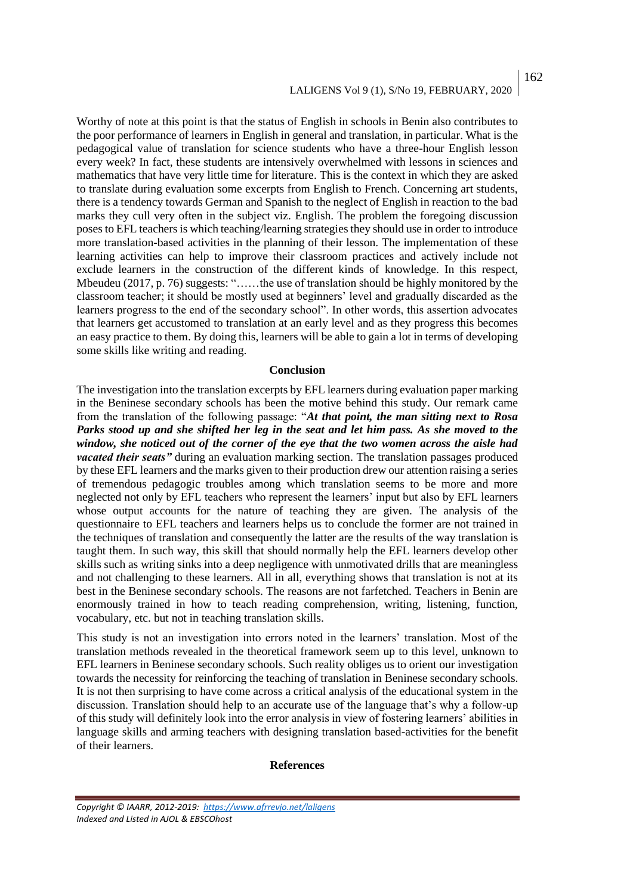Worthy of note at this point is that the status of English in schools in Benin also contributes to the poor performance of learners in English in general and translation, in particular. What is the pedagogical value of translation for science students who have a three-hour English lesson every week? In fact, these students are intensively overwhelmed with lessons in sciences and mathematics that have very little time for literature. This is the context in which they are asked to translate during evaluation some excerpts from English to French. Concerning art students, there is a tendency towards German and Spanish to the neglect of English in reaction to the bad marks they cull very often in the subject viz. English. The problem the foregoing discussion poses to EFL teachers is which teaching/learning strategies they should use in order to introduce more translation-based activities in the planning of their lesson. The implementation of these learning activities can help to improve their classroom practices and actively include not exclude learners in the construction of the different kinds of knowledge. In this respect, Mbeudeu (2017, p. 76) suggests: "……the use of translation should be highly monitored by the classroom teacher; it should be mostly used at beginners' level and gradually discarded as the learners progress to the end of the secondary school". In other words, this assertion advocates that learners get accustomed to translation at an early level and as they progress this becomes an easy practice to them. By doing this, learners will be able to gain a lot in terms of developing some skills like writing and reading.

## Conclusion

The investigation into the translation excerpts by EFL learners during evaluation paper marking in the Beninese secondary schools has been the motive behind this study. Our remark came from the translation of the following passage: "***At that point, the man sitting next to Rosa Parks stood up and she shifted her leg in the seat and let him pass. As she moved to the window, she noticed out of the corner of the eye that the two women across the aisle had vacated their seats"*** during an evaluation marking section. The translation passages produced by these EFL learners and the marks given to their production drew our attention raising a series of tremendous pedagogic troubles among which translation seems to be more and more neglected not only by EFL teachers who represent the learners' input but also by EFL learners whose output accounts for the nature of teaching they are given. The analysis of the questionnaire to EFL teachers and learners helps us to conclude the former are not trained in the techniques of translation and consequently the latter are the results of the way translation is taught them. In such way, this skill that should normally help the EFL learners develop other skills such as writing sinks into a deep negligence with unmotivated drills that are meaningless and not challenging to these learners. All in all, everything shows that translation is not at its best in the Beninese secondary schools. The reasons are not farfetched. Teachers in Benin are enormously trained in how to teach reading comprehension, writing, listening, function, vocabulary, etc. but not in teaching translation skills.

This study is not an investigation into errors noted in the learners' translation. Most of the translation methods revealed in the theoretical framework seem up to this level, unknown to EFL learners in Beninese secondary schools. Such reality obliges us to orient our investigation towards the necessity for reinforcing the teaching of translation in Beninese secondary schools. It is not then surprising to have come across a critical analysis of the educational system in the discussion. Translation should help to an accurate use of the language that's why a follow-up of this study will definitely look into the error analysis in view of fostering learners' abilities in language skills and arming teachers with designing translation based-activities for the benefit of their learners.

## References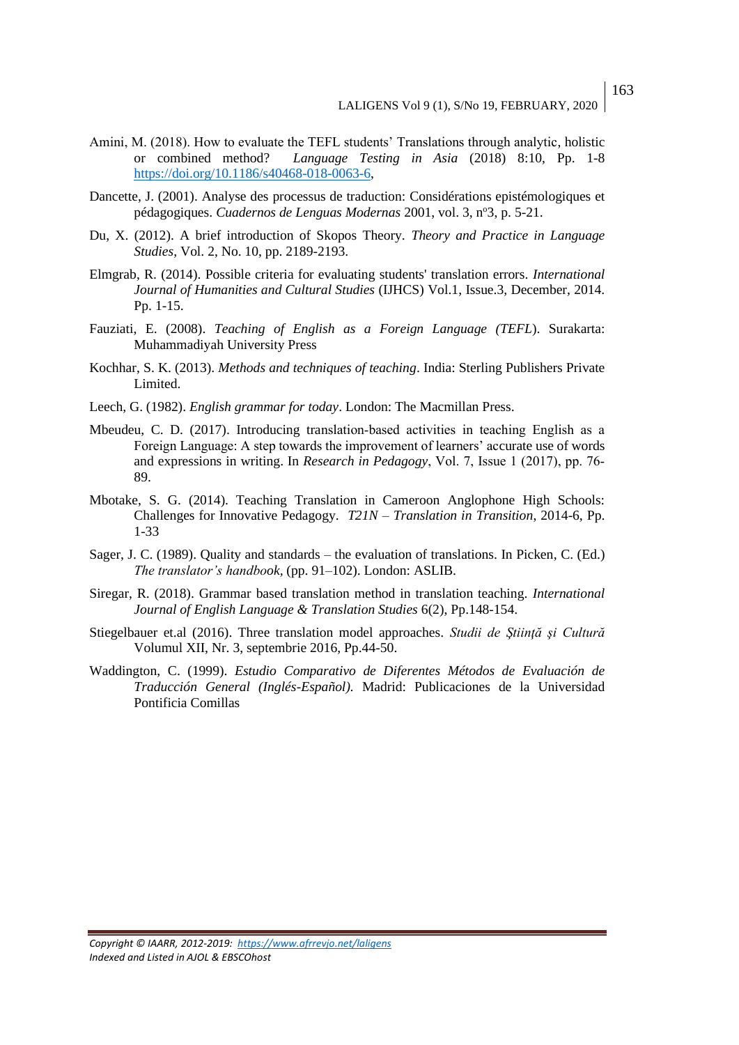Amini, M. (2018). How to evaluate the TEFL students' Translations through analytic, holistic or combined method? *Language Testing in Asia* (2018) 8:10, Pp. 1-8 https://doi.org/10.1186/s40468-018-0063-6,

Dancette, J. (2001). Analyse des processus de traduction: Considérations epistémologiques et pédagogiques. *Cuadernos de Lenguas Modernas* 2001, vol. 3, nº3, p. 5-21.

Du, X. (2012). A brief introduction of Skopos Theory. *Theory and Practice in Language Studies*, Vol. 2, No. 10, pp. 2189-2193.

Elmgrab, R. (2014). Possible criteria for evaluating students' translation errors. *International Journal of Humanities and Cultural Studies* (IJHCS) Vol.1, Issue.3, December, 2014. Pp. 1-15.

Fauziati, E. (2008). *Teaching of English as a Foreign Language (TEFL*). Surakarta: Muhammadiyah University Press

Kochhar, S. K. (2013). *Methods and techniques of teaching*. India: Sterling Publishers Private Limited.

Leech, G. (1982). *English grammar for today*. London: The Macmillan Press.

Mbeudeu, C. D. (2017). Introducing translation-based activities in teaching English as a Foreign Language: A step towards the improvement of learners' accurate use of words and expressions in writing. In *Research in Pedagogy*, Vol. 7, Issue 1 (2017), pp. 76-89.

Mbotake, S. G. (2014). Teaching Translation in Cameroon Anglophone High Schools: Challenges for Innovative Pedagogy. *T21N – Translation in Transition*, 2014-6, Pp. 1-33

Sager, J. C. (1989). Quality and standards – the evaluation of translations. In Picken, C. (Ed.) *The translator's handbook*, (pp. 91–102). London: ASLIB.

Siregar, R. (2018). Grammar based translation method in translation teaching. *International Journal of English Language & Translation Studies* 6(2), Pp.148-154.

Stiegelbauer et.al (2016). Three translation model approaches. *Studii de Ştiinţă şi Cultură* Volumul XII, Nr. 3, septembrie 2016, Pp.44-50.

Waddington, C. (1999). *Estudio Comparativo de Diferentes Métodos de Evaluación de Traducción General (Inglés-Español).* Madrid: Publicaciones de la Universidad Pontificia Comillas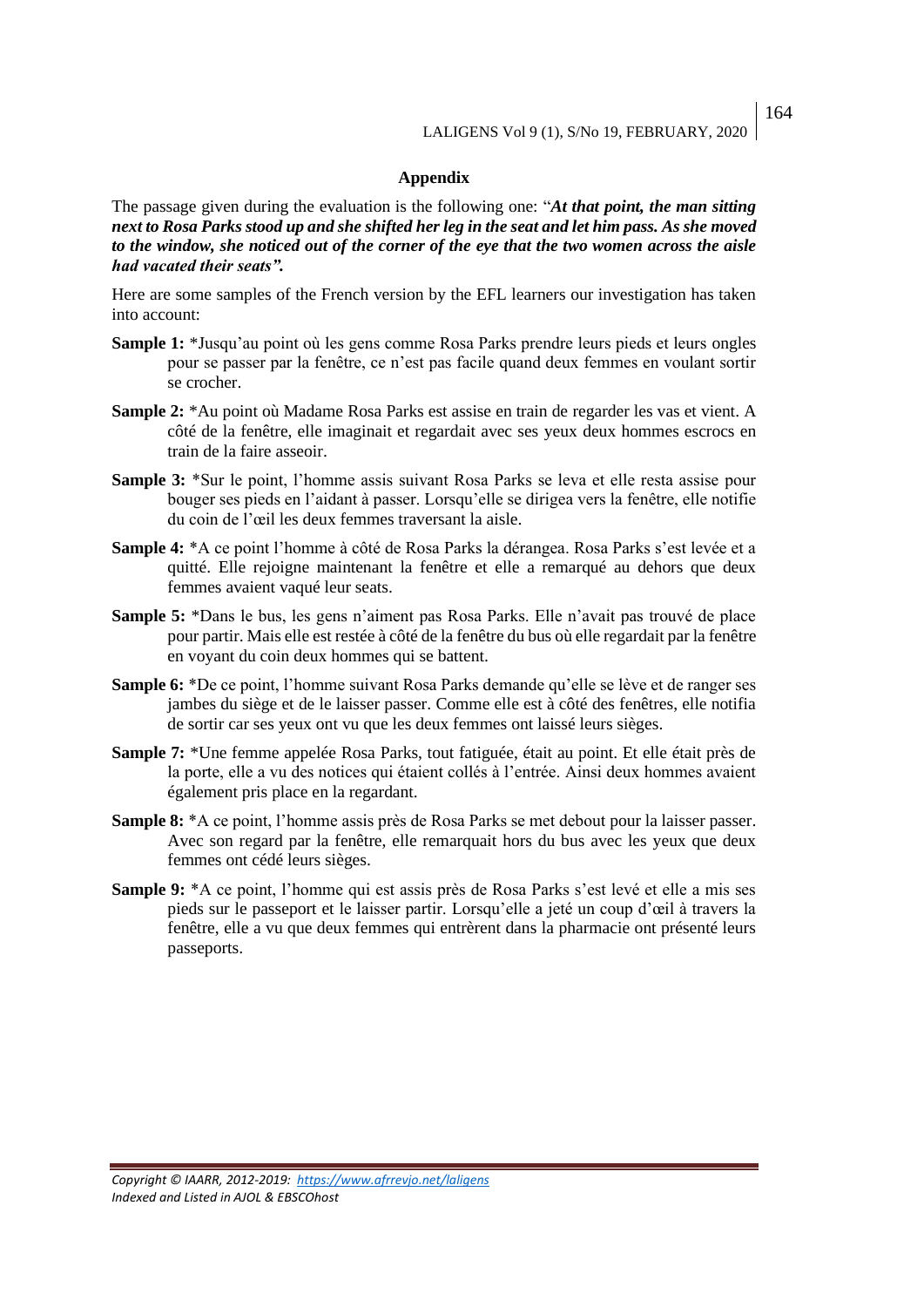## Appendix

The passage given during the evaluation is the following one: "***At that point, the man sitting next to Rosa Parks stood up and she shifted her leg in the seat and let him pass. As she moved to the window, she noticed out of the corner of the eye that the two women across the aisle had vacated their seats".***

Here are some samples of the French version by the EFL learners our investigation has taken into account:

**Sample 1:** *Jusqu'au point où les gens comme Rosa Parks prendre leurs pieds et leurs ongles pour se passer par la fenêtre, ce n'est pas facile quand deux femmes en voulant sortir se crocher.

**Sample 2:** *Au point où Madame Rosa Parks est assise en train de regarder les vas et vient. A côté de la fenêtre, elle imaginait et regardait avec ses yeux deux hommes escrocs en train de la faire asseoir.

**Sample 3:** *Sur le point, l'homme assis suivant Rosa Parks se leva et elle resta assise pour bouger ses pieds en l'aidant à passer. Lorsqu'elle se dirigea vers la fenêtre, elle notifie du coin de l'œil les deux femmes traversant la aisle.

**Sample 4:** *A ce point l'homme à côté de Rosa Parks la dérangea. Rosa Parks s'est levée et a quitté. Elle rejoigne maintenant la fenêtre et elle a remarqué au dehors que deux femmes avaient vaqué leur seats.

**Sample 5:** *Dans le bus, les gens n'aiment pas Rosa Parks. Elle n'avait pas trouvé de place pour partir. Mais elle est restée à côté de la fenêtre du bus où elle regardait par la fenêtre en voyant du coin deux hommes qui se battent.

**Sample 6:** *De ce point, l'homme suivant Rosa Parks demande qu'elle se lève et de ranger ses jambes du siège et de le laisser passer. Comme elle est à côté des fenêtres, elle notifia de sortir car ses yeux ont vu que les deux femmes ont laissé leurs sièges.

**Sample 7:** *Une femme appelée Rosa Parks, tout fatiguée, était au point. Et elle était près de la porte, elle a vu des notices qui étaient collés à l'entrée. Ainsi deux hommes avaient également pris place en la regardant.

**Sample 8:** *A ce point, l'homme assis près de Rosa Parks se met debout pour la laisser passer. Avec son regard par la fenêtre, elle remarquait hors du bus avec les yeux que deux femmes ont cédé leurs sièges.

**Sample 9:** *A ce point, l'homme qui est assis près de Rosa Parks s'est levé et elle a mis ses pieds sur le passeport et le laisser partir. Lorsqu'elle a jeté un coup d'œil à travers la fenêtre, elle a vu que deux femmes qui entrèrent dans la pharmacie ont présenté leurs passeports.